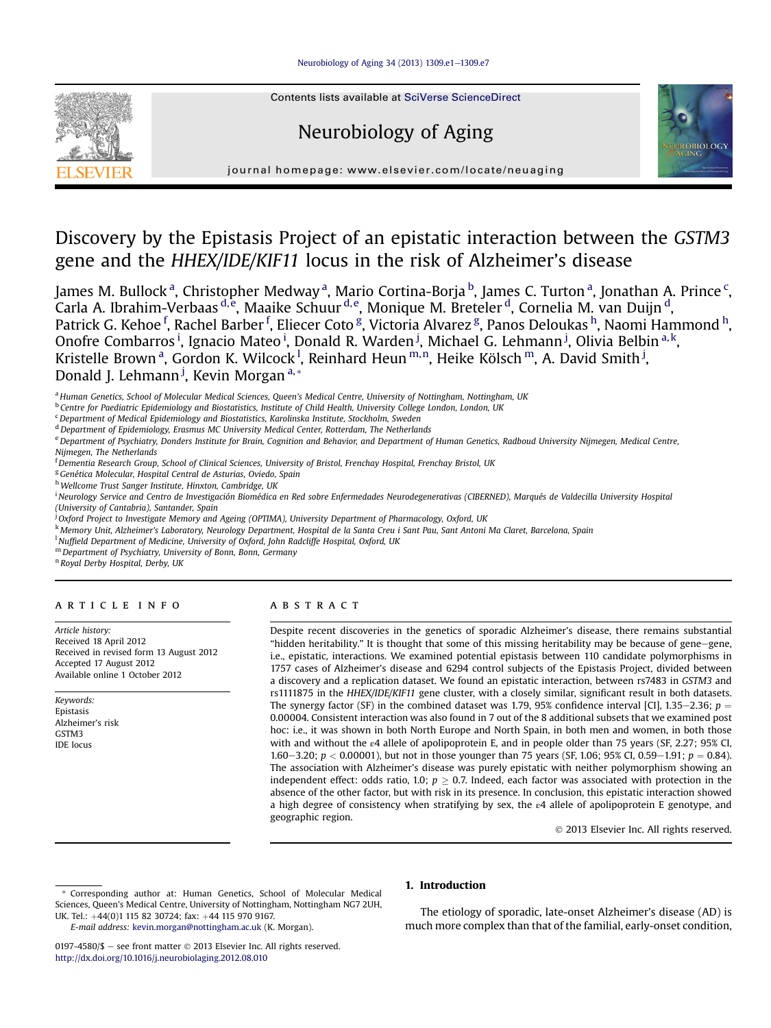Contents lists available at SciVerse ScienceDirect

# Neurobiology of Aging

journal homepage: www.elsevier.com/locate/neuaging

# Discovery by the Epistasis Project of an epistatic interaction between the *GSTM3* gene and the *HHEX/IDE/KIF11* locus in the risk of Alzheimer's disease

James M. Bullock [a], Christopher Medway [a], Mario Cortina-Borja [b], James C. Turton [a], Jonathan A. Prince [c], Carla A. Ibrahim-Verbaas [d,e], Maaike Schuur [d,e], Monique M. Breteler [d], Cornelia M. van Duijn [d], Patrick G. Kehoe [f], Rachel Barber [f], Eliecer Coto [g], Victoria Alvarez [g], Panos Deloukas [h], Naomi Hammond [h], Onofre Combarros [i], Ignacio Mateo [i], Donald R. Warden [j], Michael G. Lehmann [j], Olivia Belbin [a,k], Kristelle Brown [a], Gordon K. Wilcock [l], Reinhard Heun [m,n], Heike Kölsch [m], A. David Smith [j], Donald J. Lehmann [j], Kevin Morgan [a,*]

[a] *Human Genetics, School of Molecular Medical Sciences, Queen's Medical Centre, University of Nottingham, Nottingham, UK*
[b] *Centre for Paediatric Epidemiology and Biostatistics, Institute of Child Health, University College London, London, UK*
[c] *Department of Medical Epidemiology and Biostatistics, Karolinska Institute, Stockholm, Sweden*
[d] *Department of Epidemiology, Erasmus MC University Medical Center, Rotterdam, The Netherlands*
[e] *Department of Psychiatry, Donders Institute for Brain, Cognition and Behavior, and Department of Human Genetics, Radboud University Nijmegen, Medical Centre, Nijmegen, The Netherlands*
[f] *Dementia Research Group, School of Clinical Sciences, University of Bristol, Frenchay Hospital, Frenchay Bristol, UK*
[g] *Genética Molecular, Hospital Central de Asturias, Oviedo, Spain*
[h] *Wellcome Trust Sanger Institute, Hinxton, Cambridge, UK*
[i] *Neurology Service and Centro de Investigación Biomédica en Red sobre Enfermedades Neurodegenerativas (CIBERNED), Marqués de Valdecilla University Hospital (University of Cantabria), Santander, Spain*
[j] *Oxford Project to Investigate Memory and Ageing (OPTIMA), University Department of Pharmacology, Oxford, UK*
[k] *Memory Unit, Alzheimer's Laboratory, Neurology Department, Hospital de la Santa Creu i Sant Pau, Sant Antoni Ma Claret, Barcelona, Spain*
[l] *Nuffield Department of Medicine, University of Oxford, John Radcliffe Hospital, Oxford, UK*
[m] *Department of Psychiatry, University of Bonn, Bonn, Germany*
[n] *Royal Derby Hospital, Derby, UK*

## ARTICLE INFO

*Article history:*
Received 18 April 2012
Received in revised form 13 August 2012
Accepted 17 August 2012
Available online 1 October 2012

*Keywords:*
Epistasis
Alzheimer's risk
GSTM3
IDE locus

## ABSTRACT

Despite recent discoveries in the genetics of sporadic Alzheimer's disease, there remains substantial "hidden heritability." It is thought that some of this missing heritability may be because of gene–gene, i.e., epistatic, interactions. We examined potential epistasis between 110 candidate polymorphisms in 1757 cases of Alzheimer's disease and 6294 control subjects of the Epistasis Project, divided between a discovery and a replication dataset. We found an epistatic interaction, between rs7483 in *GSTM3* and rs1111875 in the *HHEX/IDE/KIF11* gene cluster, with a closely similar, significant result in both datasets. The synergy factor (SF) in the combined dataset was 1.79, 95% confidence interval [CI], 1.35–2.36; $p = 0.00004$. Consistent interaction was also found in 7 out of the 8 additional subsets that we examined post hoc: i.e., it was shown in both North Europe and North Spain, in both men and women, in both those with and without the ε4 allele of apolipoprotein E, and in people older than 75 years (SF, 2.27; 95% CI, 1.60–3.20; $p < 0.00001$), but not in those younger than 75 years (SF, 1.06; 95% CI, 0.59–1.91; $p = 0.84$). The association with Alzheimer's disease was purely epistatic with neither polymorphism showing an independent effect: odds ratio, 1.0; $p \geq 0.7$. Indeed, each factor was associated with protection in the absence of the other factor, but with risk in its presence. In conclusion, this epistatic interaction showed a high degree of consistency when stratifying by sex, the ε4 allele of apolipoprotein E genotype, and geographic region.

© 2013 Elsevier Inc. All rights reserved.

## 1. Introduction

The etiology of sporadic, late-onset Alzheimer's disease (AD) is much more complex than that of the familial, early-onset condition,

---

\* Corresponding author at: Human Genetics, School of Molecular Medical Sciences, Queen's Medical Centre, University of Nottingham, Nottingham NG7 2UH, UK. Tel.: +44(0)1 115 82 30724; fax: +44 115 970 9167.
*E-mail address:* kevin.morgan@nottingham.ac.uk (K. Morgan).

0197-4580/$ – see front matter © 2013 Elsevier Inc. All rights reserved.
http://dx.doi.org/10.1016/j.neurobiolaging.2012.08.010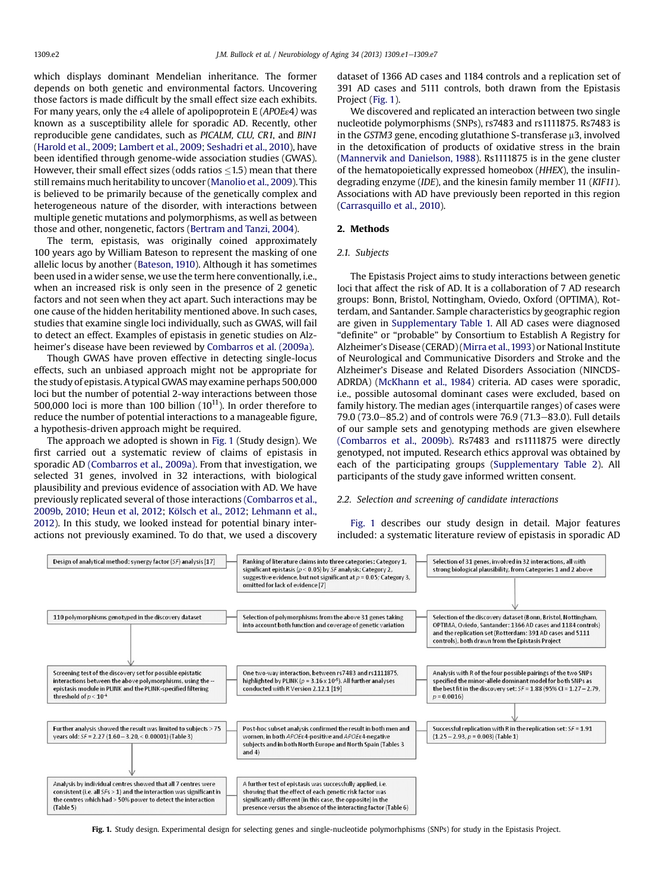which displays dominant Mendelian inheritance. The former depends on both genetic and environmental factors. Uncovering those factors is made difficult by the small effect size each exhibits. For many years, only the ε4 allele of apolipoprotein E (*APOEε4*) was known as a susceptibility allele for sporadic AD. Recently, other reproducible gene candidates, such as *PICALM, CLU, CR1*, and *BIN1* (Harold et al., 2009; Lambert et al., 2009; Seshadri et al., 2010), have been identified through genome-wide association studies (GWAS). However, their small effect sizes (odds ratios ≤1.5) mean that there still remains much heritability to uncover (Manolio et al., 2009). This is believed to be primarily because of the genetically complex and heterogeneous nature of the disorder, with interactions between multiple genetic mutations and polymorphisms, as well as between those and other, nongenetic, factors (Bertram and Tanzi, 2004).

The term, epistasis, was originally coined approximately 100 years ago by William Bateson to represent the masking of one allelic locus by another (Bateson, 1910). Although it has sometimes been used in a wider sense, we use the term here conventionally, i.e., when an increased risk is only seen in the presence of 2 genetic factors and not seen when they act apart. Such interactions may be one cause of the hidden heritability mentioned above. In such cases, studies that examine single loci individually, such as GWAS, will fail to detect an effect. Examples of epistasis in genetic studies on Alzheimer's disease have been reviewed by Combarros et al. (2009a).

Though GWAS have proven effective in detecting single-locus effects, such an unbiased approach might not be appropriate for the study of epistasis. A typical GWAS may examine perhaps 500,000 loci but the number of potential 2-way interactions between those 500,000 loci is more than 100 billion ($10^{11}$). In order therefore to reduce the number of potential interactions to a manageable figure, a hypothesis-driven approach might be required.

The approach we adopted is shown in Fig. 1 (Study design). We first carried out a systematic review of claims of epistasis in sporadic AD (Combarros et al., 2009a). From that investigation, we selected 31 genes, involved in 32 interactions, with biological plausibility and previous evidence of association with AD. We have previously replicated several of those interactions (Combarros et al., 2009b, 2010; Heun et al, 2012; Kölsch et al., 2012; Lehmann et al., 2012). In this study, we looked instead for potential binary interactions not previously examined. To do that, we used a discovery dataset of 1366 AD cases and 1184 controls and a replication set of 391 AD cases and 5111 controls, both drawn from the Epistasis Project (Fig. 1).

We discovered and replicated an interaction between two single nucleotide polymorphisms (SNPs), rs7483 and rs1111875. Rs7483 is in the *GSTM3* gene, encoding glutathione S-transferase μ3, involved in the detoxification of products of oxidative stress in the brain (Mannervik and Danielson, 1988). Rs1111875 is in the gene cluster of the hematopoietically expressed homeobox (*HHEX*), the insulin-degrading enzyme (*IDE*), and the kinesin family member 11 (*KIF11*). Associations with AD have previously been reported in this region (Carrasquillo et al., 2010).

## 2. Methods

### 2.1. Subjects

The Epistasis Project aims to study interactions between genetic loci that affect the risk of AD. It is a collaboration of 7 AD research groups: Bonn, Bristol, Nottingham, Oviedo, Oxford (OPTIMA), Rotterdam, and Santander. Sample characteristics by geographic region are given in Supplementary Table 1. All AD cases were diagnosed "definite" or "probable" by Consortium to Establish A Registry for Alzheimer's Disease (CERAD) (Mirra et al., 1993) or National Institute of Neurological and Communicative Disorders and Stroke and the Alzheimer's Disease and Related Disorders Association (NINCDS-ADRDA) (McKhann et al., 1984) criteria. AD cases were sporadic, i.e., possible autosomal dominant cases were excluded, based on family history. The median ages (interquartile ranges) of cases were 79.0 (73.0–85.2) and of controls were 76.9 (71.3–83.0). Full details of our sample sets and genotyping methods are given elsewhere (Combarros et al., 2009b). Rs7483 and rs1111875 were directly genotyped, not imputed. Research ethics approval was obtained by each of the participating groups (Supplementary Table 2). All participants of the study gave informed written consent.

### 2.2. Selection and screening of candidate interactions

Fig. 1 describes our study design in detail. Major features included: a systematic literature review of epistasis in sporadic AD

Design of analytical method: synergy factor (*SF*) analysis [17]

Ranking of literature claims into three categories: Category 1, significant epistasis ($p < 0.05$) by *SF* analysis; Category 2, suggestive evidence, but not significant at $p = 0.05$; Category 3, omitted for lack of evidence [7]

Selection of 31 genes, involved in 32 interactions, all with strong biological plausibility, from Categories 1 and 2 above

Selection of the discovery dataset (Bonn, Bristol, Nottingham, OPTIMA, Oviedo, Santander: 1366 AD cases and 1184 controls) and the replication set (Rotterdam: 391 AD cases and 5111 controls), both drawn from the Epistasis Project

Selection of polymorphisms from the above 31 genes taking into account both function and coverage of genetic variation

110 polymorphisms genotyped in the discovery dataset

Screening test of the discovery set for possible epistatic interactions between the above polymorphisms, using the --epistasis module in PLINK and the PLINK-specified filtering threshold of $p < 10^{-4}$

One two-way interaction, between rs7483 and rs1111875, highlighted by PLINK ($p = 3.16 \times 10^{-5}$). All further analyses conducted with R Version 2.12.1 [19]

Analysis with R of the four possible pairings of the two SNPs specified the minor-allele dominant model for both SNPs as the best fit in the discovery set: *SF* = 1.88 (95% CI = 1.27–2.79, $p = 0.0016$)

Successful replication with R in the replication set: *SF* = 1.91 (1.25–2.93, $p = 0.003$) (Table 1)

Post-hoc subset analysis confirmed the result in both men and women, in both *APOEε4*-positive and *APOEε4*-negative subjects and in both North Europe and North Spain (Tables 3 and 4)

Further analysis showed the result was limited to subjects > 75 years old: *SF* = 2.27 (1.60–3.20, < 0.00001) (Table 3)

Analysis by individual centres showed that all 7 centres were consistent (i.e. all *SF*s > 1) and the interaction was significant in the centres which had > 50% power to detect the interaction (Table 5)

A further test of epistasis was successfully applied, i.e. showing that the effect of each genetic risk factor was significantly different (in this case, the opposite) in the presence versus the absence of the interacting factor (Table 6)

**Fig. 1.** Study design. Experimental design for selecting genes and single-nucleotide polymorhphisms (SNPs) for study in the Epistasis Project.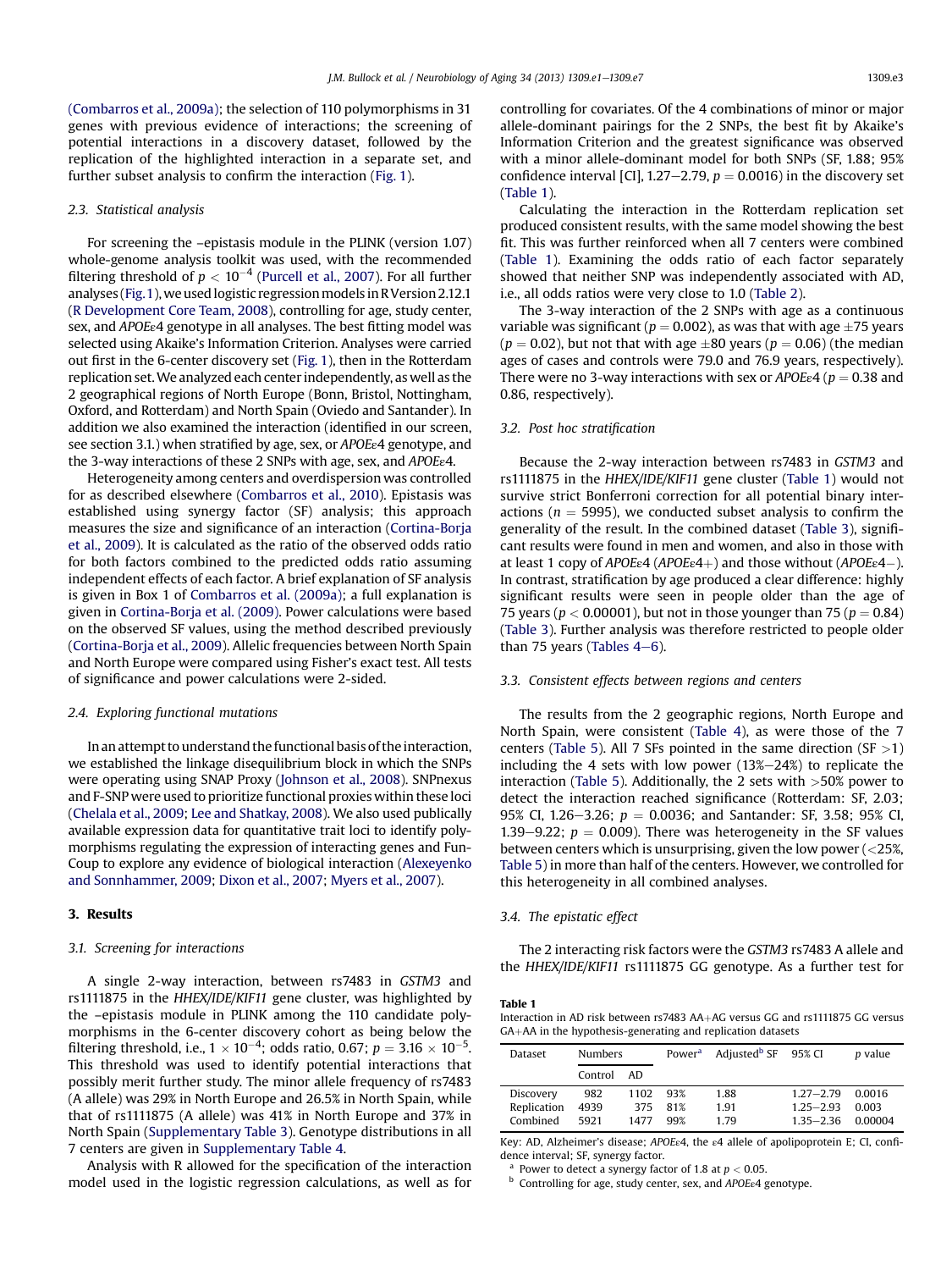(Combarros et al., 2009a); the selection of 110 polymorphisms in 31 genes with previous evidence of interactions; the screening of potential interactions in a discovery dataset, followed by the replication of the highlighted interaction in a separate set, and further subset analysis to confirm the interaction (Fig. 1).

### 2.3. Statistical analysis

For screening the –epistasis module in the PLINK (version 1.07) whole-genome analysis toolkit was used, with the recommended filtering threshold of $p < 10^{-4}$ (Purcell et al., 2007). For all further analyses (Fig. 1), we used logistic regression models in R Version 2.12.1 (R Development Core Team, 2008), controlling for age, study center, sex, and *APOE*ε4 genotype in all analyses. The best fitting model was selected using Akaike's Information Criterion. Analyses were carried out first in the 6-center discovery set (Fig. 1), then in the Rotterdam replication set. We analyzed each center independently, as well as the 2 geographical regions of North Europe (Bonn, Bristol, Nottingham, Oxford, and Rotterdam) and North Spain (Oviedo and Santander). In addition we also examined the interaction (identified in our screen, see section 3.1.) when stratified by age, sex, or *APOE*ε4 genotype, and the 3-way interactions of these 2 SNPs with age, sex, and *APOE*ε4.

Heterogeneity among centers and overdispersion was controlled for as described elsewhere (Combarros et al., 2010). Epistasis was established using synergy factor (SF) analysis; this approach measures the size and significance of an interaction (Cortina-Borja et al., 2009). It is calculated as the ratio of the observed odds ratio for both factors combined to the predicted odds ratio assuming independent effects of each factor. A brief explanation of SF analysis is given in Box 1 of Combarros et al. (2009a); a full explanation is given in Cortina-Borja et al. (2009). Power calculations were based on the observed SF values, using the method described previously (Cortina-Borja et al., 2009). Allelic frequencies between North Spain and North Europe were compared using Fisher's exact test. All tests of significance and power calculations were 2-sided.

### 2.4. Exploring functional mutations

In an attempt to understand the functional basis of the interaction, we established the linkage disequilibrium block in which the SNPs were operating using SNAP Proxy (Johnson et al., 2008). SNPnexus and F-SNP were used to prioritize functional proxies within these loci (Chelala et al., 2009; Lee and Shatkay, 2008). We also used publically available expression data for quantitative trait loci to identify polymorphisms regulating the expression of interacting genes and FunCoup to explore any evidence of biological interaction (Alexeyenko and Sonnhammer, 2009; Dixon et al., 2007; Myers et al., 2007).

## 3. Results

### 3.1. Screening for interactions

A single 2-way interaction, between rs7483 in *GSTM3* and rs1111875 in the *HHEX/IDE/KIF11* gene cluster, was highlighted by the –epistasis module in PLINK among the 110 candidate polymorphisms in the 6-center discovery cohort as being below the filtering threshold, i.e., $1 \times 10^{-4}$; odds ratio, 0.67; $p = 3.16 \times 10^{-5}$. This threshold was used to identify potential interactions that possibly merit further study. The minor allele frequency of rs7483 (A allele) was 29% in North Europe and 26.5% in North Spain, while that of rs1111875 (A allele) was 41% in North Europe and 37% in North Spain (Supplementary Table 3). Genotype distributions in all 7 centers are given in Supplementary Table 4.

Analysis with R allowed for the specification of the interaction model used in the logistic regression calculations, as well as for controlling for covariates. Of the 4 combinations of minor or major allele-dominant pairings for the 2 SNPs, the best fit by Akaike's Information Criterion and the greatest significance was observed with a minor allele-dominant model for both SNPs (SF, 1.88; 95% confidence interval [CI], 1.27–2.79, $p = 0.0016$) in the discovery set (Table 1).

Calculating the interaction in the Rotterdam replication set produced consistent results, with the same model showing the best fit. This was further reinforced when all 7 centers were combined (Table 1). Examining the odds ratio of each factor separately showed that neither SNP was independently associated with AD, i.e., all odds ratios were very close to 1.0 (Table 2).

The 3-way interaction of the 2 SNPs with age as a continuous variable was significant ($p = 0.002$), as was that with age ±75 years ($p = 0.02$), but not that with age ±80 years ($p = 0.06$) (the median ages of cases and controls were 79.0 and 76.9 years, respectively). There were no 3-way interactions with sex or *APOE*ε4 ($p = 0.38$ and 0.86, respectively).

### 3.2. Post hoc stratification

Because the 2-way interaction between rs7483 in *GSTM3* and rs1111875 in the *HHEX/IDE/KIF11* gene cluster (Table 1) would not survive strict Bonferroni correction for all potential binary interactions ($n = 5995$), we conducted subset analysis to confirm the generality of the result. In the combined dataset (Table 3), significant results were found in men and women, and also in those with at least 1 copy of *APOE*ε4 (*APOE*ε4+) and those without (*APOE*ε4−). In contrast, stratification by age produced a clear difference: highly significant results were seen in people older than the age of 75 years ($p < 0.00001$), but not in those younger than 75 ($p = 0.84$) (Table 3). Further analysis was therefore restricted to people older than 75 years (Tables 4–6).

### 3.3. Consistent effects between regions and centers

The results from the 2 geographic regions, North Europe and North Spain, were consistent (Table 4), as were those of the 7 centers (Table 5). All 7 SFs pointed in the same direction (SF >1) including the 4 sets with low power (13%–24%) to replicate the interaction (Table 5). Additionally, the 2 sets with >50% power to detect the interaction reached significance (Rotterdam: SF, 2.03; 95% CI, 1.26–3.26; $p = 0.0036$; and Santander: SF, 3.58; 95% CI, 1.39–9.22; $p = 0.009$). There was heterogeneity in the SF values between centers which is unsurprising, given the low power (<25%, Table 5) in more than half of the centers. However, we controlled for this heterogeneity in all combined analyses.

### 3.4. The epistatic effect

The 2 interacting risk factors were the *GSTM3* rs7483 A allele and the *HHEX/IDE/KIF11* rs1111875 GG genotype. As a further test for

**Table 1**
Interaction in AD risk between rs7483 AA+AG versus GG and rs1111875 GG versus GA+AA in the hypothesis-generating and replication datasets

| Dataset | Numbers | | Power[a] | Adjusted[b] SF | 95% CI | p value |
|---|---|---|---|---|---|---|
| | Control | AD | | | | |
| Discovery | 982 | 1102 | 93% | 1.88 | 1.27–2.79 | 0.0016 |
| Replication | 4939 | 375 | 81% | 1.91 | 1.25–2.93 | 0.003 |
| Combined | 5921 | 1477 | 99% | 1.79 | 1.35–2.36 | 0.00004 |

Key: AD, Alzheimer's disease; *APOE*ε4, the ε4 allele of apolipoprotein E; CI, confidence interval; SF, synergy factor.
[a] Power to detect a synergy factor of 1.8 at $p < 0.05$.
[b] Controlling for age, study center, sex, and *APOE*ε4 genotype.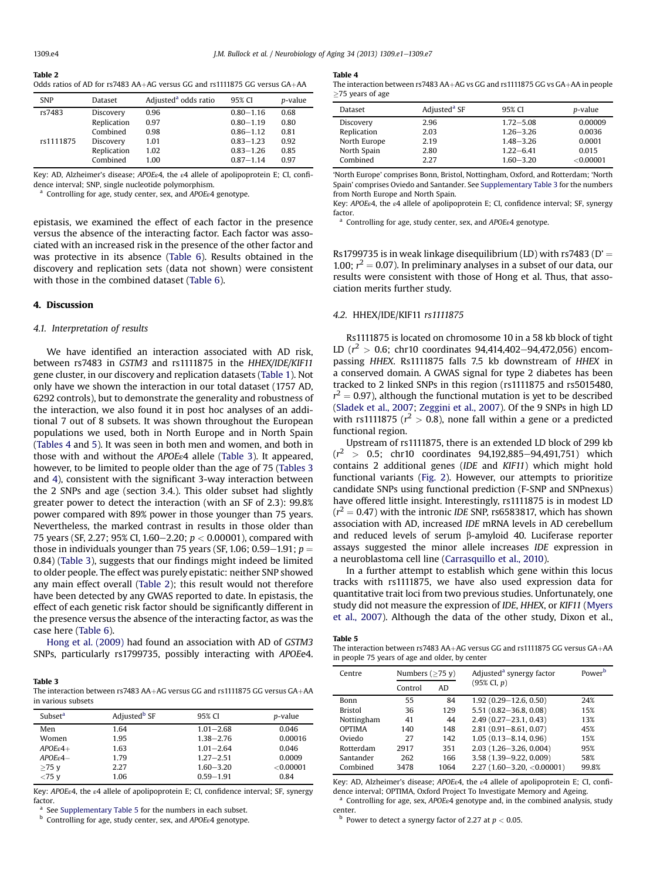**Table 2**
Odds ratios of AD for rs7483 AA+AG versus GG and rs1111875 GG versus GA+AA

| SNP | Dataset | Adjusted[a] odds ratio | 95% CI | *p*-value |
|---|---|---|---|---|
| rs7483 | Discovery | 0.96 | 0.80–1.16 | 0.68 |
| | Replication | 0.97 | 0.80–1.19 | 0.80 |
| | Combined | 0.98 | 0.86–1.12 | 0.81 |
| rs1111875 | Discovery | 1.01 | 0.83–1.23 | 0.92 |
| | Replication | 1.02 | 0.83–1.26 | 0.85 |
| | Combined | 1.00 | 0.87–1.14 | 0.97 |

Key: AD, Alzheimer's disease; *APOE*ε4, the ε4 allele of apolipoprotein E; CI, confidence interval; SNP, single nucleotide polymorphism.
[a] Controlling for age, study center, sex, and *APOE*ε4 genotype.

epistasis, we examined the effect of each factor in the presence versus the absence of the interacting factor. Each factor was associated with an increased risk in the presence of the other factor and was protective in its absence (Table 6). Results obtained in the discovery and replication sets (data not shown) were consistent with those in the combined dataset (Table 6).

## 4. Discussion

### 4.1. Interpretation of results

We have identified an interaction associated with AD risk, between rs7483 in *GSTM3* and rs1111875 in the *HHEX/IDE/KIF11* gene cluster, in our discovery and replication datasets (Table 1). Not only have we shown the interaction in our total dataset (1757 AD, 6292 controls), but to demonstrate the generality and robustness of the interaction, we also found it in post hoc analyses of an additional 7 out of 8 subsets. It was shown throughout the European populations we used, both in North Europe and in North Spain (Tables 4 and 5). It was seen in both men and women, and both in those with and without the *APOE*ε4 allele (Table 3). It appeared, however, to be limited to people older than the age of 75 (Tables 3 and 4), consistent with the significant 3-way interaction between the 2 SNPs and age (section 3.4.). This older subset had slightly greater power to detect the interaction (with an SF of 2.3): 99.8% power compared with 89% power in those younger than 75 years. Nevertheless, the marked contrast in results in those older than 75 years (SF, 2.27; 95% CI, 1.60–2.20; $p < 0.00001$), compared with those in individuals younger than 75 years (SF, 1.06; 0.59–1.91; $p = 0.84$) (Table 3), suggests that our findings might indeed be limited to older people. The effect was purely epistatic: neither SNP showed any main effect overall (Table 2); this result would not therefore have been detected by any GWAS reported to date. In epistasis, the effect of each genetic risk factor should be significantly different in the presence versus the absence of the interacting factor, as was the case here (Table 6).

Hong et al. (2009) had found an association with AD of *GSTM3* SNPs, particularly rs1799735, possibly interacting with *APOE*ε4.

**Table 3**
The interaction between rs7483 AA+AG versus GG and rs1111875 GG versus GA+AA in various subsets

| Subset[a] | Adjusted[b] SF | 95% CI | *p*-value |
|---|---|---|---|
| Men | 1.64 | 1.01–2.68 | 0.046 |
| Women | 1.95 | 1.38–2.76 | 0.00016 |
| *APOE*ε4+ | 1.63 | 1.01–2.64 | 0.046 |
| *APOE*ε4− | 1.79 | 1.27–2.51 | 0.0009 |
| ≥75 y | 2.27 | 1.60–3.20 | <0.00001 |
| <75 y | 1.06 | 0.59–1.91 | 0.84 |

Key: *APOE*ε4, the ε4 allele of apolipoprotein E; CI, confidence interval; SF, synergy factor.
[a] See Supplementary Table 5 for the numbers in each subset.
[b] Controlling for age, study center, sex, and *APOE*ε4 genotype.

**Table 4**
The interaction between rs7483 AA+AG vs GG and rs1111875 GG vs GA+AA in people ≥75 years of age

| Dataset | Adjusted[a] SF | 95% CI | *p*-value |
|---|---|---|---|
| Discovery | 2.96 | 1.72–5.08 | 0.00009 |
| Replication | 2.03 | 1.26–3.26 | 0.0036 |
| North Europe | 2.19 | 1.48–3.26 | 0.0001 |
| North Spain | 2.80 | 1.22–6.41 | 0.015 |
| Combined | 2.27 | 1.60–3.20 | <0.00001 |

'North Europe' comprises Bonn, Bristol, Nottingham, Oxford, and Rotterdam; 'North Spain' comprises Oviedo and Santander. See Supplementary Table 3 for the numbers from North Europe and North Spain.
Key: *APOE*ε4, the ε4 allele of apolipoprotein E; CI, confidence interval; SF, synergy factor.
[a] Controlling for age, study center, sex, and *APOE*ε4 genotype.

Rs1799735 is in weak linkage disequilibrium (LD) with rs7483 (D' = 1.00; $r^2 = 0.07$). In preliminary analyses in a subset of our data, our results were consistent with those of Hong et al. Thus, that association merits further study.

### 4.2. HHEX/IDE/KIF11 *rs1111875*

Rs1111875 is located on chromosome 10 in a 58 kb block of tight LD ($r^2 > 0.6$; chr10 coordinates 94,414,402–94,472,056) encompassing *HHEX*. Rs1111875 falls 7.5 kb downstream of *HHEX* in a conserved domain. A GWAS signal for type 2 diabetes has been tracked to 2 linked SNPs in this region (rs1111875 and rs5015480, $r^2 = 0.97$), although the functional mutation is yet to be described (Sladek et al., 2007; Zeggini et al., 2007). Of the 9 SNPs in high LD with rs1111875 ($r^2 > 0.8$), none fall within a gene or a predicted functional region.

Upstream of rs1111875, there is an extended LD block of 299 kb ($r^2 > 0.5$; chr10 coordinates 94,192,885–94,491,751) which contains 2 additional genes (*IDE* and *KIF11*) which might hold functional variants (Fig. 2). However, our attempts to prioritize candidate SNPs using functional prediction (F-SNP and SNPnexus) have offered little insight. Interestingly, rs1111875 is in modest LD ($r^2 = 0.47$) with the intronic *IDE* SNP, rs6583817, which has shown association with AD, increased *IDE* mRNA levels in AD cerebellum and reduced levels of serum β-amyloid 40. Luciferase reporter assays suggested the minor allele increases *IDE* expression in a neuroblastoma cell line (Carrasquillo et al., 2010).

In a further attempt to establish which gene within this locus tracks with rs1111875, we have also used expression data for quantitative trait loci from two previous studies. Unfortunately, one study did not measure the expression of *IDE*, *HHEX*, or *KIF11* (Myers et al., 2007). Although the data of the other study, Dixon et al.,

**Table 5**
The interaction between rs7483 AA+AG versus GG and rs1111875 GG versus GA+AA in people 75 years of age and older, by center

| Centre | Numbers (≥75 y) | | Adjusted[a] synergy factor (95% CI, *p*) | Power[b] |
|---|---|---|---|---|
| | Control | AD | | |
| Bonn | 55 | 84 | 1.92 (0.29–12.6, 0.50) | 24% |
| Bristol | 36 | 129 | 5.51 (0.82–36.8, 0.08) | 15% |
| Nottingham | 41 | 44 | 2.49 (0.27–23.1, 0.43) | 13% |
| OPTIMA | 140 | 148 | 2.81 (0.91–8.61, 0.07) | 45% |
| Oviedo | 27 | 142 | 1.05 (0.13–8.14, 0.96) | 15% |
| Rotterdam | 2917 | 351 | 2.03 (1.26–3.26, 0.004) | 95% |
| Santander | 262 | 166 | 3.58 (1.39–9.22, 0.009) | 58% |
| Combined | 3478 | 1064 | 2.27 (1.60–3.20, <0.00001) | 99.8% |

Key: AD, Alzheimer's disease; *APOE*ε4, the ε4 allele of apolipoprotein E; CI, confidence interval; OPTIMA, Oxford Project To Investigate Memory and Ageing.
[a] Controlling for age, sex, *APOE*ε4 genotype and, in the combined analysis, study center.
[b] Power to detect a synergy factor of 2.27 at $p < 0.05$.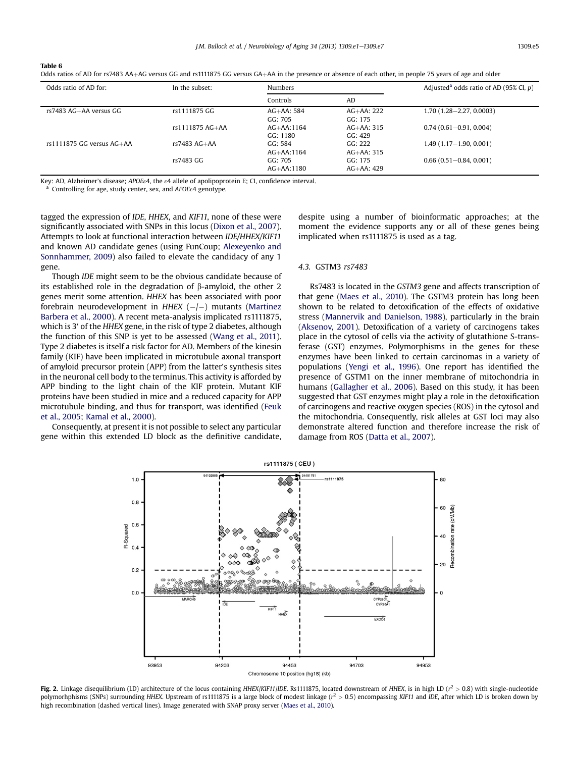**Table 6**
Odds ratios of AD for rs7483 AA+AG versus GG and rs1111875 GG versus GA+AA in the presence or absence of each other, in people 75 years of age and older

| Odds ratio of AD for: | In the subset: | Numbers | | Adjusted[a] odds ratio of AD (95% CI, $p$) |
|---|---|---|---|---|
| | | Controls | AD | |
| rs7483 AG+AA versus GG | rs1111875 GG | AG+AA: 584<br>GG: 705 | AG+AA: 222<br>GG: 175 | 1.70 (1.28–2.27, 0.0003) |
| | rs1111875 AG+AA | AG+AA:1164<br>GG: 1180 | AG+AA: 315<br>GG: 429 | 0.74 (0.61–0.91, 0.004) |
| rs1111875 GG versus AG+AA | rs7483 AG+AA | GG: 584<br>AG+AA:1164 | GG: 222<br>AG+AA: 315 | 1.49 (1.17–1.90, 0.001) |
| | rs7483 GG | GG: 705<br>AG+AA:1180 | GG: 175<br>AG+AA: 429 | 0.66 (0.51–0.84, 0.001) |

Key: AD, Alzheimer's disease; *APOE*ε4, the ε4 allele of apolipoprotein E; CI, confidence interval.
[a] Controlling for age, study center, sex, and *APOE*ε4 genotype.

tagged the expression of *IDE*, *HHEX*, and *KIF11*, none of these were significantly associated with SNPs in this locus (Dixon et al., 2007). Attempts to look at functional interaction between *IDE/HHEX/KIF11* and known AD candidate genes (using FunCoup; Alexeyenko and Sonnhammer, 2009) also failed to elevate the candidacy of any 1 gene.

Though *IDE* might seem to be the obvious candidate because of its established role in the degradation of β-amyloid, the other 2 genes merit some attention. *HHEX* has been associated with poor forebrain neurodevelopment in *HHEX* (−/−) mutants (Martinez Barbera et al., 2000). A recent meta-analysis implicated rs1111875, which is 3′ of the *HHEX* gene, in the risk of type 2 diabetes, although the function of this SNP is yet to be assessed (Wang et al., 2011). Type 2 diabetes is itself a risk factor for AD. Members of the kinesin family (KIF) have been implicated in microtubule axonal transport of amyloid precursor protein (APP) from the latter's synthesis sites in the neuronal cell body to the terminus. This activity is afforded by APP binding to the light chain of the KIF protein. Mutant KIF proteins have been studied in mice and a reduced capacity for APP microtubule binding, and thus for transport, was identified (Feuk et al., 2005; Kamal et al., 2000).

Consequently, at present it is not possible to select any particular gene within this extended LD block as the definitive candidate, despite using a number of bioinformatic approaches; at the moment the evidence supports any or all of these genes being implicated when rs1111875 is used as a tag.

### 4.3. GSTM3 rs7483

Rs7483 is located in the *GSTM3* gene and affects transcription of that gene (Maes et al., 2010). The GSTM3 protein has long been shown to be related to detoxification of the effects of oxidative stress (Mannervik and Danielson, 1988), particularly in the brain (Aksenov, 2001). Detoxification of a variety of carcinogens takes place in the cytosol of cells via the activity of glutathione S-transferase (GST) enzymes. Polymorphisms in the genes for these enzymes have been linked to certain carcinomas in a variety of populations (Yengi et al., 1996). One report has identified the presence of GSTM1 on the inner membrane of mitochondria in humans (Gallagher et al., 2006). Based on this study, it has been suggested that GST enzymes might play a role in the detoxification of carcinogens and reactive oxygen species (ROS) in the cytosol and the mitochondria. Consequently, risk alleles at GST loci may also demonstrate altered function and therefore increase the risk of damage from ROS (Datta et al., 2007).

**Fig. 2.** Linkage disequilibrium (LD) architecture of the locus containing *HHEX/KIF11/IDE*. Rs1111875, located downstream of *HHEX*, is in high LD ($r^2$ > 0.8) with single-nucleotide polymorhphisms (SNPs) surrounding *HHEX*. Upstream of rs1111875 is a large block of modest linkage ($r^2$ > 0.5) encompassing *KIF11* and *IDE*, after which LD is broken down by high recombination (dashed vertical lines). Image generated with SNAP proxy server (Maes et al., 2010).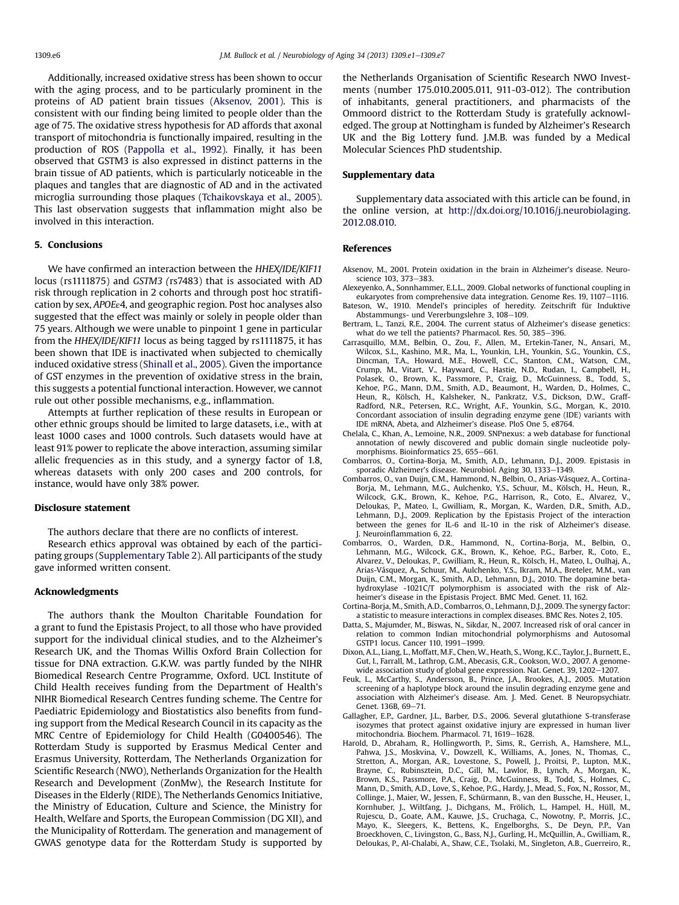Additionally, increased oxidative stress has been shown to occur with the aging process, and to be particularly prominent in the proteins of AD patient brain tissues (Aksenov, 2001). This is consistent with our finding being limited to people older than the age of 75. The oxidative stress hypothesis for AD affords that axonal transport of mitochondria is functionally impaired, resulting in the production of ROS (Pappolla et al., 1992). Finally, it has been observed that GSTM3 is also expressed in distinct patterns in the brain tissue of AD patients, which is particularly noticeable in the plaques and tangles that are diagnostic of AD and in the activated microglia surrounding those plaques (Tchaikovskaya et al., 2005). This last observation suggests that inflammation might also be involved in this interaction.

## 5. Conclusions

We have confirmed an interaction between the *HHEX/IDE/KIF11* locus (rs1111875) and *GSTM3* (rs7483) that is associated with AD risk through replication in 2 cohorts and through post hoc stratification by sex, *APOEε*4, and geographic region. Post hoc analyses also suggested that the effect was mainly or solely in people older than 75 years. Although we were unable to pinpoint 1 gene in particular from the *HHEX/IDE/KIF11* locus as being tagged by rs1111875, it has been shown that IDE is inactivated when subjected to chemically induced oxidative stress (Shinall et al., 2005). Given the importance of GST enzymes in the prevention of oxidative stress in the brain, this suggests a potential functional interaction. However, we cannot rule out other possible mechanisms, e.g., inflammation.

Attempts at further replication of these results in European or other ethnic groups should be limited to large datasets, i.e., with at least 1000 cases and 1000 controls. Such datasets would have at least 91% power to replicate the above interaction, assuming similar allelic frequencies as in this study, and a synergy factor of 1.8, whereas datasets with only 200 cases and 200 controls, for instance, would have only 38% power.

## Disclosure statement

The authors declare that there are no conflicts of interest.

Research ethics approval was obtained by each of the participating groups (Supplementary Table 2). All participants of the study gave informed written consent.

## Acknowledgments

The authors thank the Moulton Charitable Foundation for a grant to fund the Epistasis Project, to all those who have provided support for the individual clinical studies, and to the Alzheimer's Research UK, and the Thomas Willis Oxford Brain Collection for tissue for DNA extraction. G.K.W. was partly funded by the NIHR Biomedical Research Centre Programme, Oxford. UCL Institute of Child Health receives funding from the Department of Health's NIHR Biomedical Research Centres funding scheme. The Centre for Paediatric Epidemiology and Biostatistics also benefits from funding support from the Medical Research Council in its capacity as the MRC Centre of Epidemiology for Child Health (G0400546). The Rotterdam Study is supported by Erasmus Medical Center and Erasmus University, Rotterdam, The Netherlands Organization for Scientific Research (NWO), Netherlands Organization for the Health Research and Development (ZonMw), the Research Institute for Diseases in the Elderly (RIDE), The Netherlands Genomics Initiative, the Ministry of Education, Culture and Science, the Ministry for Health, Welfare and Sports, the European Commission (DG XII), and the Municipality of Rotterdam. The generation and management of GWAS genotype data for the Rotterdam Study is supported by the Netherlands Organisation of Scientific Research NWO Investments (number 175.010.2005.011, 911-03-012). The contribution of inhabitants, general practitioners, and pharmacists of the Ommoord district to the Rotterdam Study is gratefully acknowledged. The group at Nottingham is funded by Alzheimer's Research UK and the Big Lottery fund. J.M.B. was funded by a Medical Molecular Sciences PhD studentship.

## Supplementary data

Supplementary data associated with this article can be found, in the online version, at http://dx.doi.org/10.1016/j.neurobiolaging.2012.08.010.

## References

Aksenov, M., 2001. Protein oxidation in the brain in Alzheimer's disease. Neuroscience 103, 373–383.

Alexeyenko, A., Sonnhammer, E.L.L., 2009. Global networks of functional coupling in eukaryotes from comprehensive data integration. Genome Res. 19, 1107–1116.

Bateson, W., 1910. Mendel's principles of heredity. Zeitschrift für Induktive Abstammungs- und Vererbungslehre 3, 108–109.

Bertram, L., Tanzi, R.E., 2004. The current status of Alzheimer's disease genetics: what do we tell the patients? Pharmacol. Res. 50, 385–396.

Carrasquillo, M.M., Belbin, O., Zou, F., Allen, M., Ertekin-Taner, N., Ansari, M., Wilcox, S.L., Kashino, M.R., Ma, L., Younkin, L.H., Younkin, S.G., Younkin, C.S., Dincman, T.A., Howard, M.E., Howell, C.C., Stanton, C.M., Watson, C.M., Crump, M., Vitart, V., Hayward, C., Hastie, N.D., Rudan, I., Campbell, H., Polasek, O., Brown, K., Passmore, P., Craig, D., McGuinness, B., Todd, S., Kehoe, P.G., Mann, D.M., Smith, A.D., Beaumont, H., Warden, D., Holmes, C., Heun, R., Kölsch, H., Kalsheker, N., Pankratz, V.S., Dickson, D.W., Graff-Radford, N.R., Petersen, R.C., Wright, A.F., Younkin, S.G., Morgan, K., 2010. Concordant association of insulin degrading enzyme gene (IDE) variants with IDE mRNA, Abeta, and Alzheimer's disease. PloS One 5, e8764.

Chelala, C., Khan, A., Lemoine, N.R., 2009. SNPnexus: a web database for functional annotation of newly discovered and public domain single nucleotide polymorphisms. Bioinformatics 25, 655–661.

Combarros, O., Cortina-Borja, M., Smith, A.D., Lehmann, D.J., 2009. Epistasis in sporadic Alzheimer's disease. Neurobiol. Aging 30, 1333–1349.

Combarros, O., van Duijn, C.M., Hammond, N., Belbin, O., Arias-Vásquez, A., Cortina-Borja, M., Lehmann, M.G., Aulchenko, Y.S., Schuur, M., Kölsch, H., Heun, R., Wilcock, G.K., Brown, K., Kehoe, P.G., Harrison, R., Coto, E., Alvarez, V., Deloukas, P., Mateo, I., Gwilliam, R., Morgan, K., Warden, D.R., Smith, A.D., Lehmann, D.J., 2009. Replication by the Epistasis Project of the interaction between the genes for IL-6 and IL-10 in the risk of Alzheimer's disease. J. Neuroinflammation 6, 22.

Combarros, O., Warden, D.R., Hammond, N., Cortina-Borja, M., Belbin, O., Lehmann, M.G., Wilcock, G.K., Brown, K., Kehoe, P.G., Barber, R., Coto, E., Alvarez, V., Deloukas, P., Gwilliam, R., Heun, R., Kölsch, H., Mateo, I., Oulhaj, A., Arias-Vásquez, A., Schuur, M., Aulchenko, Y.S., Ikram, M.A., Breteler, M.M., van Duijn, C.M., Morgan, K., Smith, A.D., Lehmann, D.J., 2010. The dopamine beta-hydroxylase -1021C/T polymorphism is associated with the risk of Alzheimer's disease in the Epistasis Project. BMC Med. Genet. 11, 162.

Cortina-Borja, M., Smith, A.D., Combarros, O., Lehmann, D.J., 2009. The synergy factor: a statistic to measure interactions in complex diseases. BMC Res. Notes 2, 105.

Datta, S., Majumder, M., Biswas, N., Sikdar, N., 2007. Increased risk of oral cancer in relation to common Indian mitochondrial polymorphisms and Autosomal GSTP1 locus. Cancer 110, 1991–1999.

Dixon, A.L., Liang, L., Moffatt, M.F., Chen, W., Heath, S., Wong, K.C., Taylor, J., Burnett, E., Gut, I., Farrall, M., Lathrop, G.M., Abecasis, G.R., Cookson, W.O., 2007. A genome-wide association study of global gene expression. Nat. Genet. 39, 1202–1207.

Feuk, L., McCarthy, S., Andersson, B., Prince, J.A., Brookes, A.J., 2005. Mutation screening of a haplotype block around the insulin degrading enzyme gene and association with Alzheimer's disease. Am. J. Med. Genet. B Neuropsychiatr. Genet. 136B, 69–71.

Gallagher, E.P., Gardner, J.L., Barber, D.S., 2006. Several glutathione S-transferase isozymes that protect against oxidative injury are expressed in human liver mitochondria. Biochem. Pharmacol. 71, 1619–1628.

Harold, D., Abraham, R., Hollingworth, P., Sims, R., Gerrish, A., Hamshere, M.L., Pahwa, J.S., Moskvina, V., Dowzell, K., Williams, A., Jones, N., Thomas, C., Stretton, A., Morgan, A.R., Lovestone, S., Powell, J., Proitsi, P., Lupton, M.K., Brayne, C., Rubinsztein, D.C., Gill, M., Lawlor, B., Lynch, A., Morgan, K., Brown, K.S., Passmore, P.A., Craig, D., McGuinness, B., Todd, S., Holmes, C., Mann, D., Smith, A.D., Love, S., Kehoe, P.G., Hardy, J., Mead, S., Fox, N., Rossor, M., Collinge, J., Maier, W., Jessen, F., Schürmann, B., van den Bussche, H., Heuser, I., Kornhuber, J., Wiltfang, J., Dichgans, M., Frölich, L., Hampel, H., Hüll, M., Rujescu, D., Goate, A.M., Kauwe, J.S., Cruchaga, C., Nowotny, P., Morris, J.C., Mayo, K., Sleegers, K., Bettens, K., Engelborghs, S., De Deyn, P.P., Van Broeckhoven, C., Livingston, G., Bass, N.J., Gurling, H., McQuillin, A., Gwilliam, R., Deloukas, P., Al-Chalabi, A., Shaw, C.E., Tsolaki, M., Singleton, A.B., Guerreiro, R.,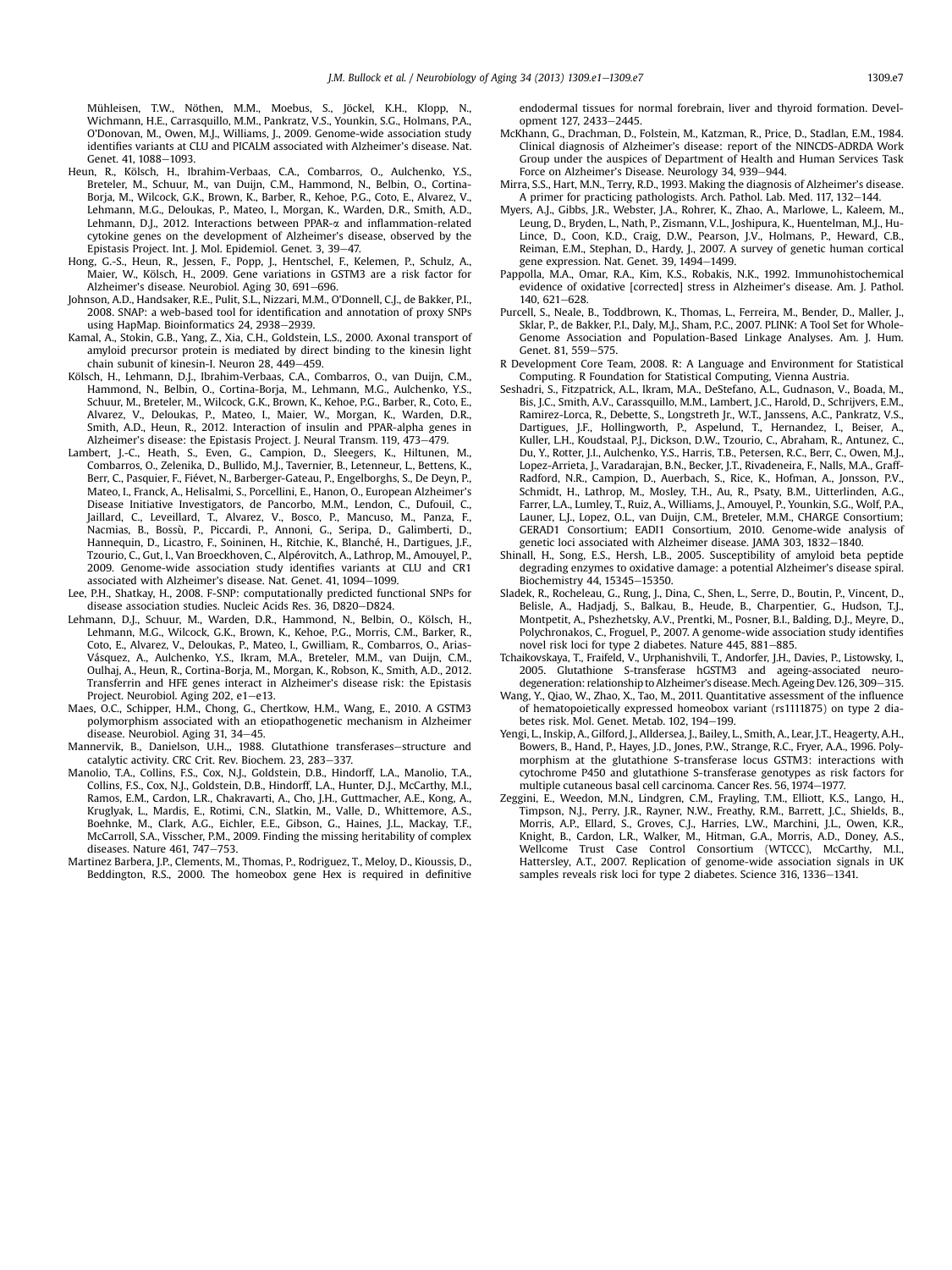Mühleisen, T.W., Nöthen, M.M., Moebus, S., Jöckel, K.H., Klopp, N., Wichmann, H.E., Carrasquillo, M.M., Pankratz, V.S., Younkin, S.G., Holmans, P.A., O'Donovan, M., Owen, M.J., Williams, J., 2009. Genome-wide association study identifies variants at CLU and PICALM associated with Alzheimer's disease. Nat. Genet. 41, 1088–1093.

Heun, R., Kölsch, H., Ibrahim-Verbaas, C.A., Combarros, O., Aulchenko, Y.S., Breteler, M., Schuur, M., van Duijn, C.M., Hammond, N., Belbin, O., Cortina-Borja, M., Wilcock, G.K., Brown, K., Barber, R., Kehoe, P.G., Coto, E., Alvarez, V., Lehmann, M.G., Deloukas, P., Mateo, I., Morgan, K., Warden, D.R., Smith, A.D., Lehmann, D.J., 2012. Interactions between PPAR-α and inflammation-related cytokine genes on the development of Alzheimer's disease, observed by the Epistasis Project. Int. J. Mol. Epidemiol. Genet. 3, 39–47.

Hong, G.-S., Heun, R., Jessen, F., Popp, J., Hentschel, F., Kelemen, P., Schulz, A., Maier, W., Kölsch, H., 2009. Gene variations in GSTM3 are a risk factor for Alzheimer's disease. Neurobiol. Aging 30, 691–696.

Johnson, A.D., Handsaker, R.E., Pulit, S.L., Nizzari, M.M., O'Donnell, C.J., de Bakker, P.I., 2008. SNAP: a web-based tool for identification and annotation of proxy SNPs using HapMap. Bioinformatics 24, 2938–2939.

Kamal, A., Stokin, G.B., Yang, Z., Xia, C.H., Goldstein, L.S., 2000. Axonal transport of amyloid precursor protein is mediated by direct binding to the kinesin light chain subunit of kinesin-I. Neuron 28, 449–459.

Kölsch, H., Lehmann, D.J., Ibrahim-Verbaas, C.A., Combarros, O., van Duijn, C.M., Hammond, N., Belbin, O., Cortina-Borja, M., Lehmann, M.G., Aulchenko, Y.S., Schuur, M., Breteler, M., Wilcock, G.K., Brown, K., Kehoe, P.G., Barber, R., Coto, E., Alvarez, V., Deloukas, P., Mateo, I., Maier, W., Morgan, K., Warden, D.R., Smith, A.D., Heun, R., 2012. Interaction of insulin and PPAR-alpha genes in Alzheimer's disease: the Epistasis Project. J. Neural Transm. 119, 473–479.

Lambert, J.-C., Heath, S., Even, G., Campion, D., Sleegers, K., Hiltunen, M., Combarros, O., Zelenika, D., Bullido, M.J., Tavernier, B., Letenneur, L., Bettens, K., Berr, C., Pasquier, F., Fiévet, N., Barberger-Gateau, P., Engelborghs, S., De Deyn, P., Mateo, I., Franck, A., Helisalmi, S., Porcellini, E., Hanon, O., European Alzheimer's Disease Initiative Investigators, de Pancorbo, M.M., Lendon, C., Dufouil, C., Jaillard, C., Leveillard, T., Alvarez, V., Bosco, P., Mancuso, M., Panza, F., Nacmias, B., Bossù, P., Piccardi, P., Annoni, G., Seripa, D., Galimberti, D., Hannequin, D., Licastro, F., Soininen, H., Ritchie, K., Blanché, H., Dartigues, J.F., Tzourio, C., Gut, I., Van Broeckhoven, C., Alpérovitch, A., Lathrop, M., Amouyel, P., 2009. Genome-wide association study identifies variants at CLU and CR1 associated with Alzheimer's disease. Nat. Genet. 41, 1094–1099.

Lee, P.H., Shatkay, H., 2008. F-SNP: computationally predicted functional SNPs for disease association studies. Nucleic Acids Res. 36, D820–D824.

Lehmann, D.J., Schuur, M., Warden, D.R., Hammond, N., Belbin, O., Kölsch, H., Lehmann, M.G., Wilcock, G.K., Brown, K., Kehoe, P.G., Morris, C.M., Barker, R., Coto, E., Alvarez, V., Deloukas, P., Mateo, I., Gwilliam, R., Combarros, O., Arias-Vásquez, A., Aulchenko, Y.S., Ikram, M.A., Breteler, M.M., van Duijn, C.M., Oulhaj, A., Heun, R., Cortina-Borja, M., Morgan, K., Robson, K., Smith, A.D., 2012. Transferrin and HFE genes interact in Alzheimer's disease risk: the Epistasis Project. Neurobiol. Aging 202, e1–e13.

Maes, O.C., Schipper, H.M., Chong, G., Chertkow, H.M., Wang, E., 2010. A GSTM3 polymorphism associated with an etiopathogenetic mechanism in Alzheimer disease. Neurobiol. Aging 31, 34–45.

Mannervik, B., Danielson, U.H.,, 1988. Glutathione transferases—structure and catalytic activity. CRC Crit. Rev. Biochem. 23, 283–337.

Manolio, T.A., Collins, F.S., Cox, N.J., Goldstein, D.B., Hindorff, L.A., Manolio, T.A., Collins, F.S., Cox, N.J., Goldstein, D.B., Hindorff, L.A., Hunter, D.J., McCarthy, M.I., Ramos, E.M., Cardon, L.R., Chakravarti, A., Cho, J.H., Guttmacher, A.E., Kong, A., Kruglyak, L., Mardis, E., Rotimi, C.N., Slatkin, M., Valle, D., Whittemore, A.S., Boehnke, M., Clark, A.G., Eichler, E.E., Gibson, G., Haines, J.L., Mackay, T.F., McCarroll, S.A., Visscher, P.M., 2009. Finding the missing heritability of complex diseases. Nature 461, 747–753.

Martinez Barbera, J.P., Clements, M., Thomas, P., Rodriguez, T., Meloy, D., Kioussis, D., Beddington, R.S., 2000. The homeobox gene Hex is required in definitive endodermal tissues for normal forebrain, liver and thyroid formation. Development 127, 2433–2445.

McKhann, G., Drachman, D., Folstein, M., Katzman, R., Price, D., Stadlan, E.M., 1984. Clinical diagnosis of Alzheimer's disease: report of the NINCDS-ADRDA Work Group under the auspices of Department of Health and Human Services Task Force on Alzheimer's Disease. Neurology 34, 939–944.

Mirra, S.S., Hart, M.N., Terry, R.D., 1993. Making the diagnosis of Alzheimer's disease. A primer for practicing pathologists. Arch. Pathol. Lab. Med. 117, 132–144.

Myers, A.J., Gibbs, J.R., Webster, J.A., Rohrer, K., Zhao, A., Marlowe, L., Kaleem, M., Leung, D., Bryden, L., Nath, P., Zismann, V.L., Joshipura, K., Huentelman, M.J., Hu-Lince, D., Coon, K.D., Craig, D.W., Pearson, J.V., Holmans, P., Heward, C.B., Reiman, E.M., Stephan, D., Hardy, J., 2007. A survey of genetic human cortical gene expression. Nat. Genet. 39, 1494–1499.

Pappolla, M.A., Omar, R.A., Kim, K.S., Robakis, N.K., 1992. Immunohistochemical evidence of oxidative [corrected] stress in Alzheimer's disease. Am. J. Pathol. 140, 621–628.

Purcell, S., Neale, B., Toddbrown, K., Thomas, L., Ferreira, M., Bender, D., Maller, J., Sklar, P., de Bakker, P.I., Daly, M.J., Sham, P.C., 2007. PLINK: A Tool Set for Whole-Genome Association and Population-Based Linkage Analyses. Am. J. Hum. Genet. 81, 559–575.

R Development Core Team, 2008. R: A Language and Environment for Statistical Computing. R Foundation for Statistical Computing, Vienna Austria.

Seshadri, S., Fitzpatrick, A.L., Ikram, M.A., DeStefano, A.L., Gudnason, V., Boada, M., Bis, J.C., Smith, A.V., Carassquillo, M.M., Lambert, J.C., Harold, D., Schrijvers, E.M., Ramirez-Lorca, R., Debette, S., Longstreth Jr., W.T., Janssens, A.C., Pankratz, V.S., Dartigues, J.F., Hollingworth, P., Aspelund, T., Hernandez, I., Beiser, A., Kuller, L.H., Koudstaal, P.J., Dickson, D.W., Tzourio, C., Abraham, R., Antunez, C., Du, Y., Rotter, J.I., Aulchenko, Y.S., Harris, T.B., Petersen, R.C., Berr, C., Owen, M.J., Lopez-Arrieta, J., Varadarajan, B.N., Becker, J.T., Rivadeneira, F., Nalls, M.A., Graff-Radford, N.R., Campion, D., Auerbach, S., Rice, K., Hofman, A., Jonsson, P.V., Schmidt, H., Lathrop, M., Mosley, T.H., Au, R., Psaty, B.M., Uitterlinden, A.G., Farrer, L.A., Lumley, T., Ruiz, A., Williams, J., Amouyel, P., Younkin, S.G., Wolf, P.A., Launer, L.J., Lopez, O.L., van Duijn, C.M., Breteler, M.M., CHARGE Consortium; GERAD1 Consortium; EADI1 Consortium, 2010. Genome-wide analysis of genetic loci associated with Alzheimer disease. JAMA 303, 1832–1840.

Shinall, H., Song, E.S., Hersh, L.B., 2005. Susceptibility of amyloid beta peptide degrading enzymes to oxidative damage: a potential Alzheimer's disease spiral. Biochemistry 44, 15345–15350.

Sladek, R., Rocheleau, G., Rung, J., Dina, C., Shen, L., Serre, D., Boutin, P., Vincent, D., Belisle, A., Hadjadj, S., Balkau, B., Heude, B., Charpentier, G., Hudson, T.J., Montpetit, A., Pshezhetsky, A.V., Prentki, M., Posner, B.I., Balding, D.J., Meyre, D., Polychronakos, C., Froguel, P., 2007. A genome-wide association study identifies novel risk loci for type 2 diabetes. Nature 445, 881–885.

Tchaikovskaya, T., Fraifeld, V., Urphanishvili, T., Andorfer, J.H., Davies, P., Listowsky, I., 2005. Glutathione S-transferase hGSTM3 and ageing-associated neurodegeneration: relationship to Alzheimer's disease. Mech. Ageing Dev. 126, 309–315.

Wang, Y., Qiao, W., Zhao, X., Tao, M., 2011. Quantitative assessment of the influence of hematopoietically expressed homeobox variant (rs1111875) on type 2 diabetes risk. Mol. Genet. Metab. 102, 194–199.

Yengi, L., Inskip, A., Gilford, J., Alldersea, J., Bailey, L., Smith, A., Lear, J.T., Heagerty, A.H., Bowers, B., Hand, P., Hayes, J.D., Jones, P.W., Strange, R.C., Fryer, A.A., 1996. Polymorphism at the glutathione S-transferase locus GSTM3: interactions with cytochrome P450 and glutathione S-transferase genotypes as risk factors for multiple cutaneous basal cell carcinoma. Cancer Res. 56, 1974–1977.

Zeggini, E., Weedon, M.N., Lindgren, C.M., Frayling, T.M., Elliott, K.S., Lango, H., Timpson, N.J., Perry, J.R., Rayner, N.W., Freathy, R.M., Barrett, J.C., Shields, B., Morris, A.P., Ellard, S., Groves, C.J., Harries, L.W., Marchini, J.L., Owen, K.R., Knight, B., Cardon, L.R., Walker, M., Hitman, G.A., Morris, A.D., Doney, A.S., Wellcome Trust Case Control Consortium (WTCCC), McCarthy, M.I., Hattersley, A.T., 2007. Replication of genome-wide association signals in UK samples reveals risk loci for type 2 diabetes. Science 316, 1336–1341.